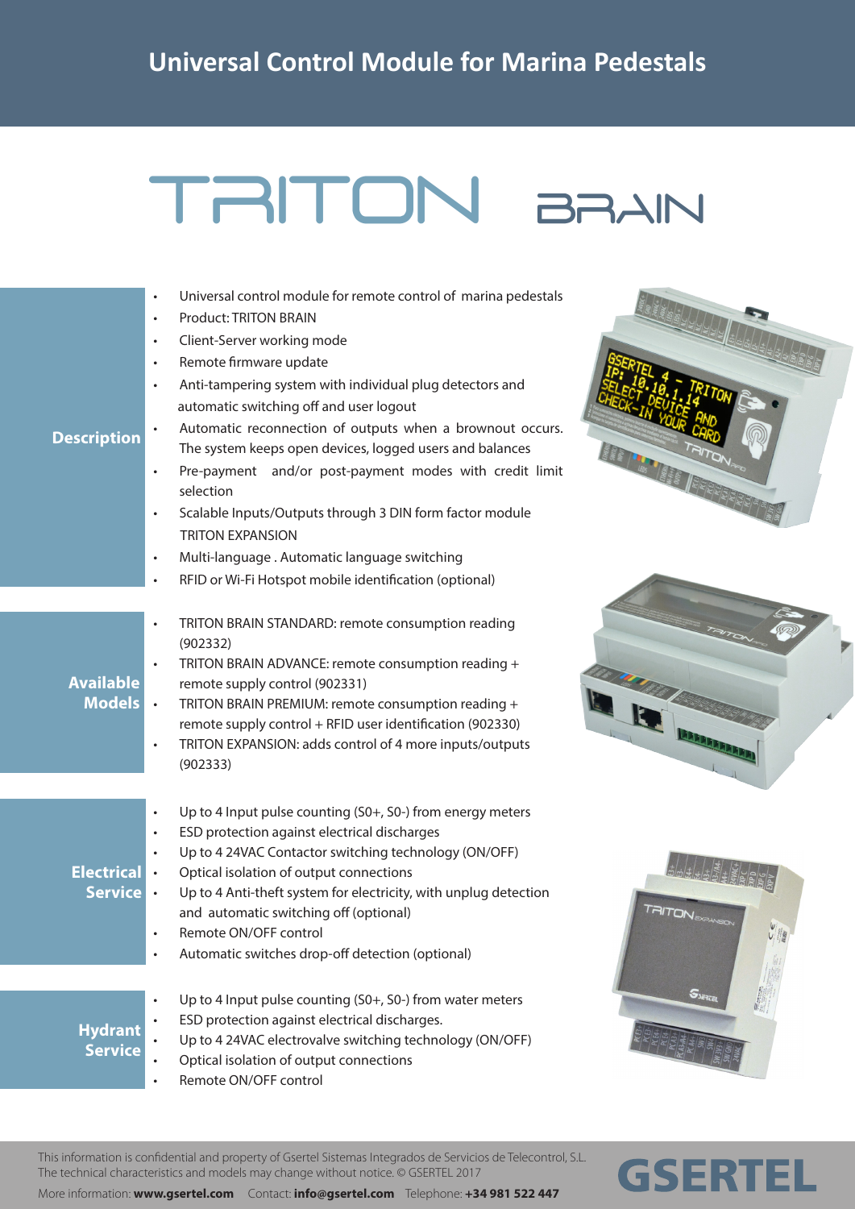# Universal Control Module for Marina Pedestals

# TRITON BRAIN

## Description

- Universal control module for remote control of marina pedestals
- Product: TRITON BRAIN
- Client-Server working mode
- Remote firmware update
- Anti-tampering system with individual plug detectors and automatic switching off and user logout
- Automatic reconnection of outputs when a brownout occurs. The system keeps open devices, logged users and balances
- Pre-payment and/or post-payment modes with credit limit selection
- Scalable Inputs/Outputs through 3 DIN form factor module TRITON EXPANSION
- Multi-language . Automatic language switching
- RFID or Wi-Fi Hotspot mobile identification (optional)

## Available Models

- TRITON BRAIN STANDARD: remote consumption reading (902332)
- TRITON BRAIN ADVANCE: remote consumption reading + remote supply control (902331)
- TRITON BRAIN PREMIUM: remote consumption reading + remote supply control + RFID user identification (902330)
- TRITON EXPANSION: adds control of 4 more inputs/outputs (902333)

## Electrical Service

- Up to 4 Input pulse counting (S0+, S0-) from energy meters
- ESD protection against electrical discharges
- Up to 4 24VAC Contactor switching technology (ON/OFF)
- Optical isolation of output connections
- Up to 4 Anti-theft system for electricity, with unplug detection and automatic switching off (optional)
- Remote ON/OFF control
- Automatic switches drop-off detection (optional)

## Hydrant Service

- Up to 4 Input pulse counting (S0+, S0-) from water meters
- ESD protection against electrical discharges.
- Up to 4 24VAC electrovalve switching technology (ON/OFF)
- Optical isolation of output connections
- Remote ON/OFF control

This information is confidential and property of Gsertel Sistemas Integrados de Servicios de Telecontrol, S.L.
The technical characteristics and models may change without notice. © GSERTEL 2017

More information: **www.gsertel.com** Contact: **info@gsertel.com** Telephone: **+34 981 522 447**

**GSERTEL**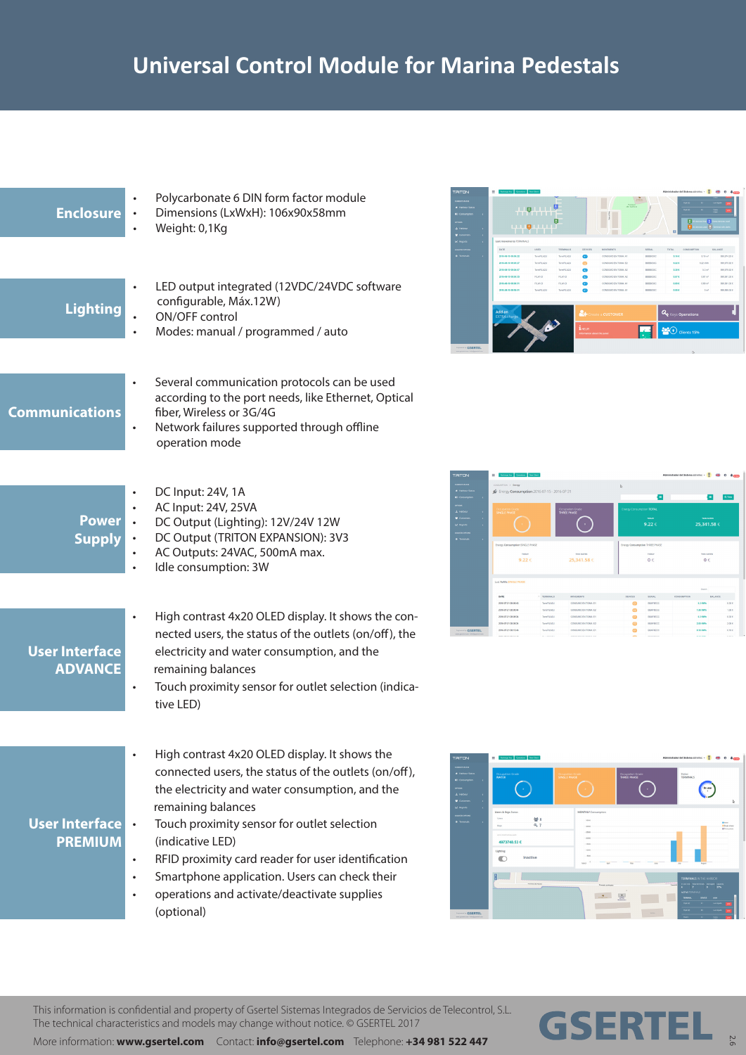# Universal Control Module for Marina Pedestals

## Enclosure

- Polycarbonate 6 DIN form factor module
- Dimensions (LxWxH): 106x90x58mm
- Weight: 0,1Kg

## Lighting

- LED output integrated (12VDC/24VDC software configurable, Máx.12W)
- ON/OFF control
- Modes: manual / programmed / auto

## Communications

- Several communication protocols can be used according to the port needs, like Ethernet, Optical fiber, Wireless or 3G/4G
- Network failures supported through offline operation mode

## Power Supply

- DC Input: 24V, 1A
- AC Input: 24V, 25VA
- DC Output (Lighting): 12V/24V 12W
- DC Output (TRITON EXPANSION): 3V3
- AC Outputs: 24VAC, 500mA max.
- Idle consumption: 3W

## User Interface ADVANCE

- High contrast 4x20 OLED display. It shows the connected users, the status of the outlets (on/off), the electricity and water consumption, and the remaining balances
- Touch proximity sensor for outlet selection (indicative LED)

## User Interface PREMIUM

- High contrast 4x20 OLED display. It shows the connected users, the status of the outlets (on/off), the electricity and water consumption, and the remaining balances
- Touch proximity sensor for outlet selection (indicative LED)
- RFID proximity card reader for user identification
- Smartphone application. Users can check their operations and activate/deactivate supplies (optional)

This information is confidential and property of Gsertel Sistemas Integrados de Servicios de Telecontrol, S.L.
The technical characteristics and models may change without notice. © GSERTEL 2017

More information: **www.gsertel.com** Contact: **info@gsertel.com** Telephone: **+34 981 522 447**

GSERTEL